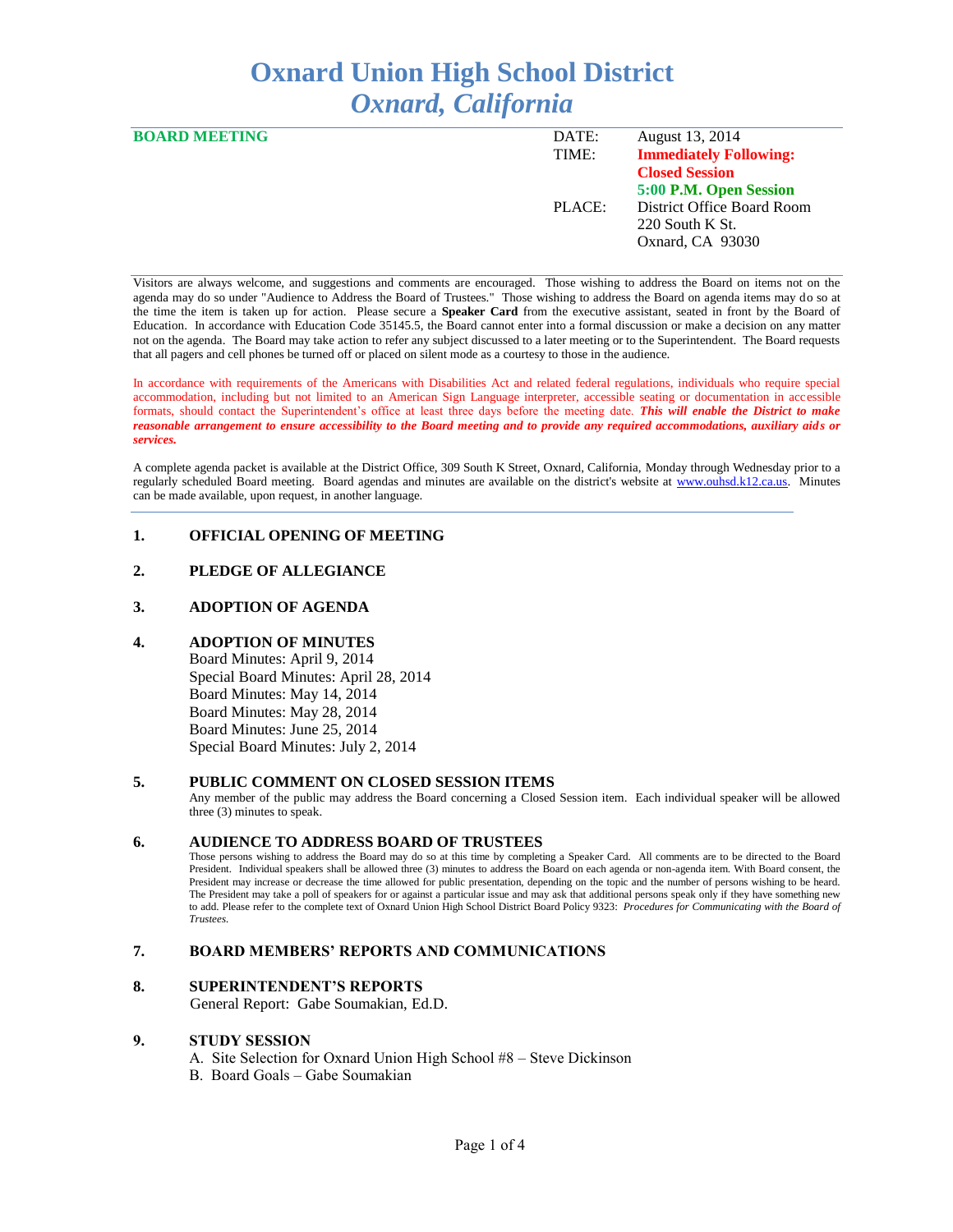# Oxnard Union High School District
## *Oxnard, California*

**BOARD MEETING**

| | |
|---|---|
| DATE: | August 13, 2014 |
| TIME: | **Immediately Following: Closed Session** |
| | **5:00 P.M. Open Session** |
| PLACE: | District Office Board Room |
| | 220 South K St. |
| | Oxnard, CA 93030 |

Visitors are always welcome, and suggestions and comments are encouraged. Those wishing to address the Board on items not on the agenda may do so under "Audience to Address the Board of Trustees." Those wishing to address the Board on agenda items may do so at the time the item is taken up for action. Please secure a **Speaker Card** from the executive assistant, seated in front by the Board of Education. In accordance with Education Code 35145.5, the Board cannot enter into a formal discussion or make a decision on any matter not on the agenda. The Board may take action to refer any subject discussed to a later meeting or to the Superintendent. The Board requests that all pagers and cell phones be turned off or placed on silent mode as a courtesy to those in the audience.

In accordance with requirements of the Americans with Disabilities Act and related federal regulations, individuals who require special accommodation, including but not limited to an American Sign Language interpreter, accessible seating or documentation in accessible formats, should contact the Superintendent's office at least three days before the meeting date. ***This will enable the District to make reasonable arrangement to ensure accessibility to the Board meeting and to provide any required accommodations, auxiliary aids or services.***

A complete agenda packet is available at the District Office, 309 South K Street, Oxnard, California, Monday through Wednesday prior to a regularly scheduled Board meeting. Board agendas and minutes are available on the district's website at www.ouhsd.k12.ca.us. Minutes can be made available, upon request, in another language.

### 1. OFFICIAL OPENING OF MEETING

### 2. PLEDGE OF ALLEGIANCE

### 3. ADOPTION OF AGENDA

### 4. ADOPTION OF MINUTES

Board Minutes: April 9, 2014
Special Board Minutes: April 28, 2014
Board Minutes: May 14, 2014
Board Minutes: May 28, 2014
Board Minutes: June 25, 2014
Special Board Minutes: July 2, 2014

### 5. PUBLIC COMMENT ON CLOSED SESSION ITEMS

Any member of the public may address the Board concerning a Closed Session item. Each individual speaker will be allowed three (3) minutes to speak.

### 6. AUDIENCE TO ADDRESS BOARD OF TRUSTEES

Those persons wishing to address the Board may do so at this time by completing a Speaker Card. All comments are to be directed to the Board President. Individual speakers shall be allowed three (3) minutes to address the Board on each agenda or non-agenda item. With Board consent, the President may increase or decrease the time allowed for public presentation, depending on the topic and the number of persons wishing to be heard. The President may take a poll of speakers for or against a particular issue and may ask that additional persons speak only if they have something new to add. Please refer to the complete text of Oxnard Union High School District Board Policy 9323: *Procedures for Communicating with the Board of Trustees.*

### 7. BOARD MEMBERS' REPORTS AND COMMUNICATIONS

### 8. SUPERINTENDENT'S REPORTS

General Report: Gabe Soumakian, Ed.D.

### 9. STUDY SESSION

A. Site Selection for Oxnard Union High School #8 – Steve Dickinson
B. Board Goals – Gabe Soumakian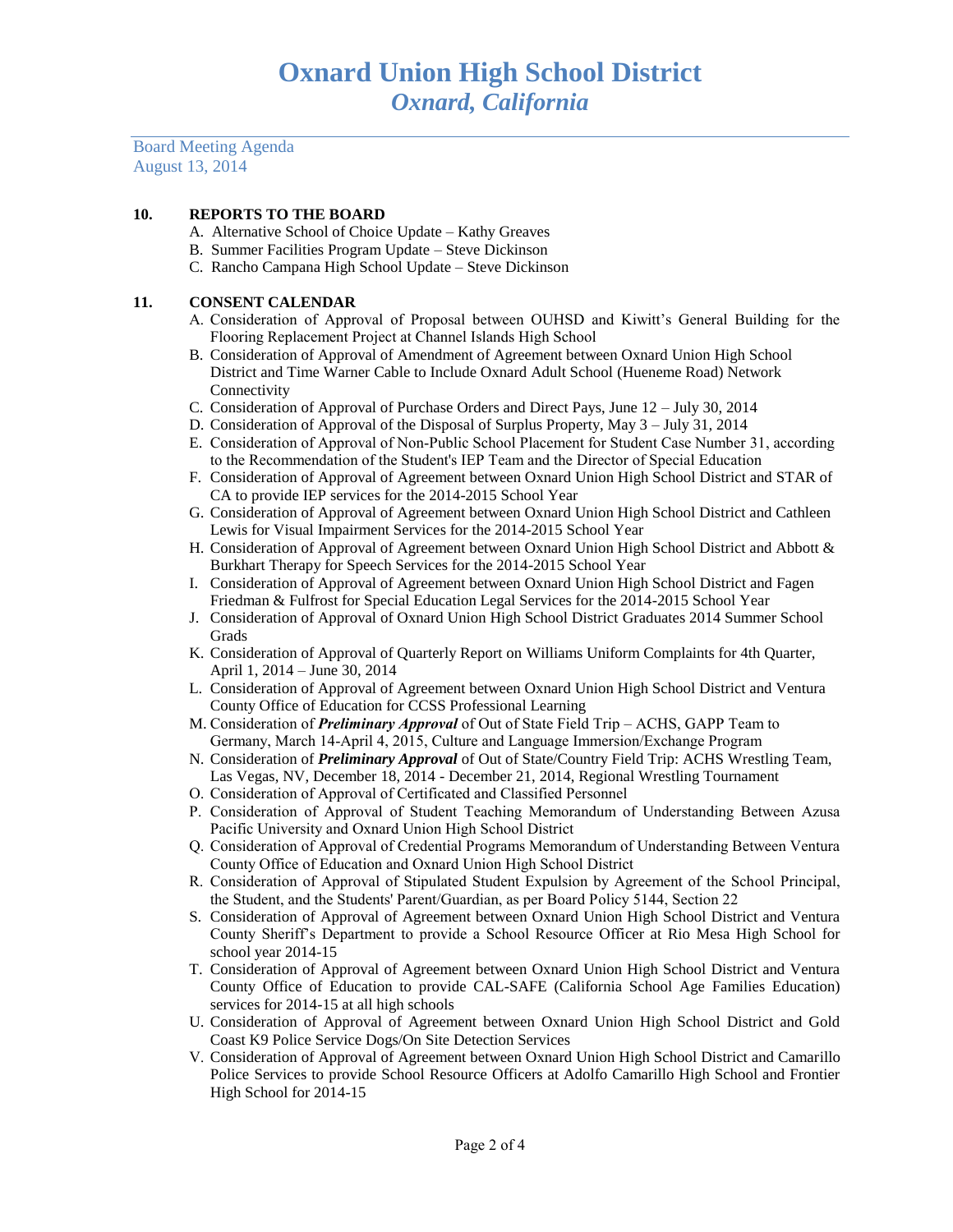# Oxnard Union High School District
## *Oxnard, California*

Board Meeting Agenda
August 13, 2014

**10. REPORTS TO THE BOARD**

A. Alternative School of Choice Update – Kathy Greaves
B. Summer Facilities Program Update – Steve Dickinson
C. Rancho Campana High School Update – Steve Dickinson

**11. CONSENT CALENDAR**

A. Consideration of Approval of Proposal between OUHSD and Kiwitt's General Building for the Flooring Replacement Project at Channel Islands High School
B. Consideration of Approval of Amendment of Agreement between Oxnard Union High School District and Time Warner Cable to Include Oxnard Adult School (Hueneme Road) Network Connectivity
C. Consideration of Approval of Purchase Orders and Direct Pays, June 12 – July 30, 2014
D. Consideration of Approval of the Disposal of Surplus Property, May 3 – July 31, 2014
E. Consideration of Approval of Non-Public School Placement for Student Case Number 31, according to the Recommendation of the Student's IEP Team and the Director of Special Education
F. Consideration of Approval of Agreement between Oxnard Union High School District and STAR of CA to provide IEP services for the 2014-2015 School Year
G. Consideration of Approval of Agreement between Oxnard Union High School District and Cathleen Lewis for Visual Impairment Services for the 2014-2015 School Year
H. Consideration of Approval of Agreement between Oxnard Union High School District and Abbott & Burkhart Therapy for Speech Services for the 2014-2015 School Year
I. Consideration of Approval of Agreement between Oxnard Union High School District and Fagen Friedman & Fulfrost for Special Education Legal Services for the 2014-2015 School Year
J. Consideration of Approval of Oxnard Union High School District Graduates 2014 Summer School Grads
K. Consideration of Approval of Quarterly Report on Williams Uniform Complaints for 4th Quarter, April 1, 2014 – June 30, 2014
L. Consideration of Approval of Agreement between Oxnard Union High School District and Ventura County Office of Education for CCSS Professional Learning
M. Consideration of ***Preliminary Approval*** of Out of State Field Trip – ACHS, GAPP Team to Germany, March 14-April 4, 2015, Culture and Language Immersion/Exchange Program
N. Consideration of ***Preliminary Approval*** of Out of State/Country Field Trip: ACHS Wrestling Team, Las Vegas, NV, December 18, 2014 - December 21, 2014, Regional Wrestling Tournament
O. Consideration of Approval of Certificated and Classified Personnel
P. Consideration of Approval of Student Teaching Memorandum of Understanding Between Azusa Pacific University and Oxnard Union High School District
Q. Consideration of Approval of Credential Programs Memorandum of Understanding Between Ventura County Office of Education and Oxnard Union High School District
R. Consideration of Approval of Stipulated Student Expulsion by Agreement of the School Principal, the Student, and the Students' Parent/Guardian, as per Board Policy 5144, Section 22
S. Consideration of Approval of Agreement between Oxnard Union High School District and Ventura County Sheriff's Department to provide a School Resource Officer at Rio Mesa High School for school year 2014-15
T. Consideration of Approval of Agreement between Oxnard Union High School District and Ventura County Office of Education to provide CAL-SAFE (California School Age Families Education) services for 2014-15 at all high schools
U. Consideration of Approval of Agreement between Oxnard Union High School District and Gold Coast K9 Police Service Dogs/On Site Detection Services
V. Consideration of Approval of Agreement between Oxnard Union High School District and Camarillo Police Services to provide School Resource Officers at Adolfo Camarillo High School and Frontier High School for 2014-15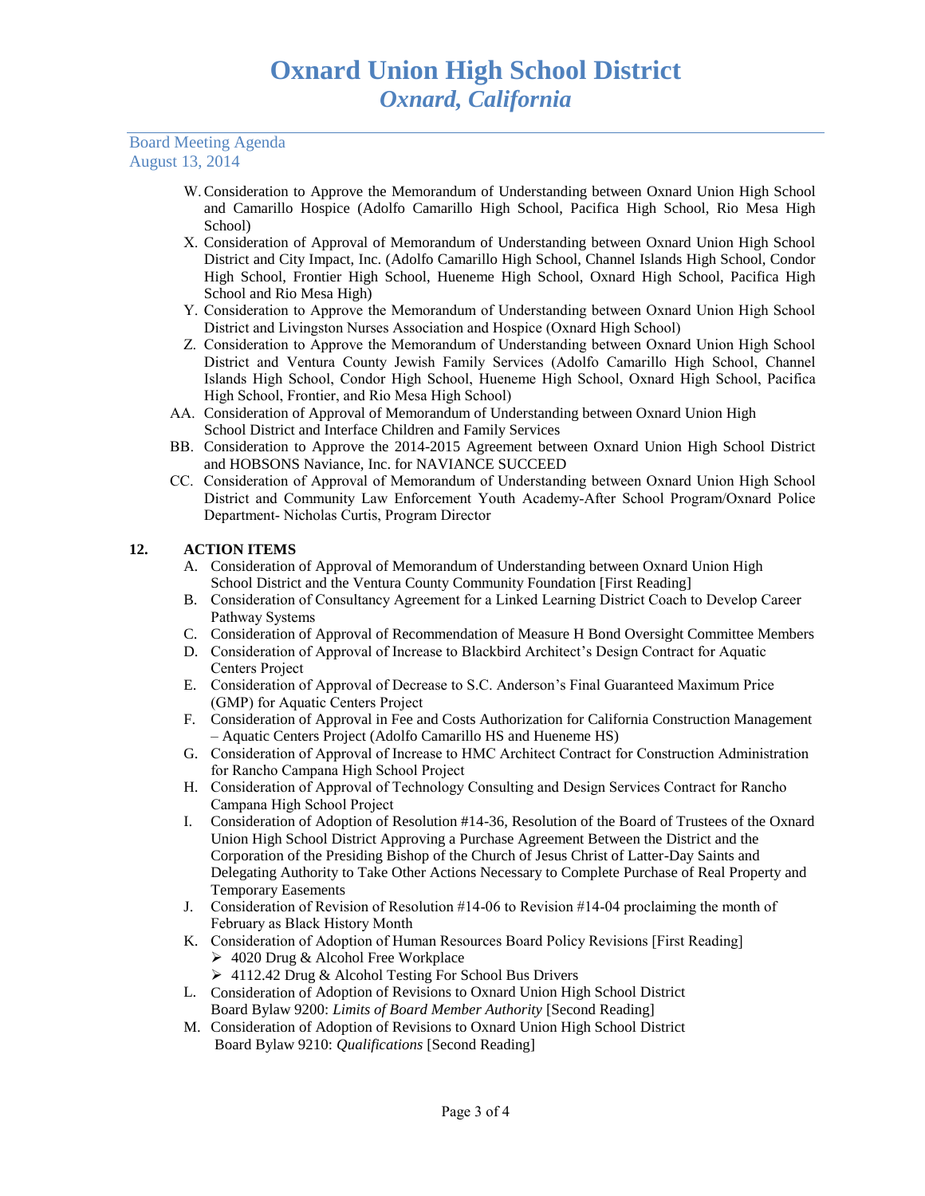W. Consideration to Approve the Memorandum of Understanding between Oxnard Union High School and Camarillo Hospice (Adolfo Camarillo High School, Pacifica High School, Rio Mesa High School)

X. Consideration of Approval of Memorandum of Understanding between Oxnard Union High School District and City Impact, Inc. (Adolfo Camarillo High School, Channel Islands High School, Condor High School, Frontier High School, Hueneme High School, Oxnard High School, Pacifica High School and Rio Mesa High)

Y. Consideration to Approve the Memorandum of Understanding between Oxnard Union High School District and Livingston Nurses Association and Hospice (Oxnard High School)

Z. Consideration to Approve the Memorandum of Understanding between Oxnard Union High School District and Ventura County Jewish Family Services (Adolfo Camarillo High School, Channel Islands High School, Condor High School, Hueneme High School, Oxnard High School, Pacifica High School, Frontier, and Rio Mesa High School)

AA. Consideration of Approval of Memorandum of Understanding between Oxnard Union High School District and Interface Children and Family Services

BB. Consideration to Approve the 2014-2015 Agreement between Oxnard Union High School District and HOBSONS Naviance, Inc. for NAVIANCE SUCCEED

CC. Consideration of Approval of Memorandum of Understanding between Oxnard Union High School District and Community Law Enforcement Youth Academy-After School Program/Oxnard Police Department- Nicholas Curtis, Program Director

**12. ACTION ITEMS**

A. Consideration of Approval of Memorandum of Understanding between Oxnard Union High School District and the Ventura County Community Foundation [First Reading]

B. Consideration of Consultancy Agreement for a Linked Learning District Coach to Develop Career Pathway Systems

C. Consideration of Approval of Recommendation of Measure H Bond Oversight Committee Members

D. Consideration of Approval of Increase to Blackbird Architect's Design Contract for Aquatic Centers Project

E. Consideration of Approval of Decrease to S.C. Anderson's Final Guaranteed Maximum Price (GMP) for Aquatic Centers Project

F. Consideration of Approval in Fee and Costs Authorization for California Construction Management – Aquatic Centers Project (Adolfo Camarillo HS and Hueneme HS)

G. Consideration of Approval of Increase to HMC Architect Contract for Construction Administration for Rancho Campana High School Project

H. Consideration of Approval of Technology Consulting and Design Services Contract for Rancho Campana High School Project

I. Consideration of Adoption of Resolution #14-36, Resolution of the Board of Trustees of the Oxnard Union High School District Approving a Purchase Agreement Between the District and the Corporation of the Presiding Bishop of the Church of Jesus Christ of Latter-Day Saints and Delegating Authority to Take Other Actions Necessary to Complete Purchase of Real Property and Temporary Easements

J. Consideration of Revision of Resolution #14-06 to Revision #14-04 proclaiming the month of February as Black History Month

K. Consideration of Adoption of Human Resources Board Policy Revisions [First Reading]
   - 4020 Drug & Alcohol Free Workplace
   - 4112.42 Drug & Alcohol Testing For School Bus Drivers

L. Consideration of Adoption of Revisions to Oxnard Union High School District Board Bylaw 9200: *Limits of Board Member Authority* [Second Reading]

M. Consideration of Adoption of Revisions to Oxnard Union High School District Board Bylaw 9210: *Qualifications* [Second Reading]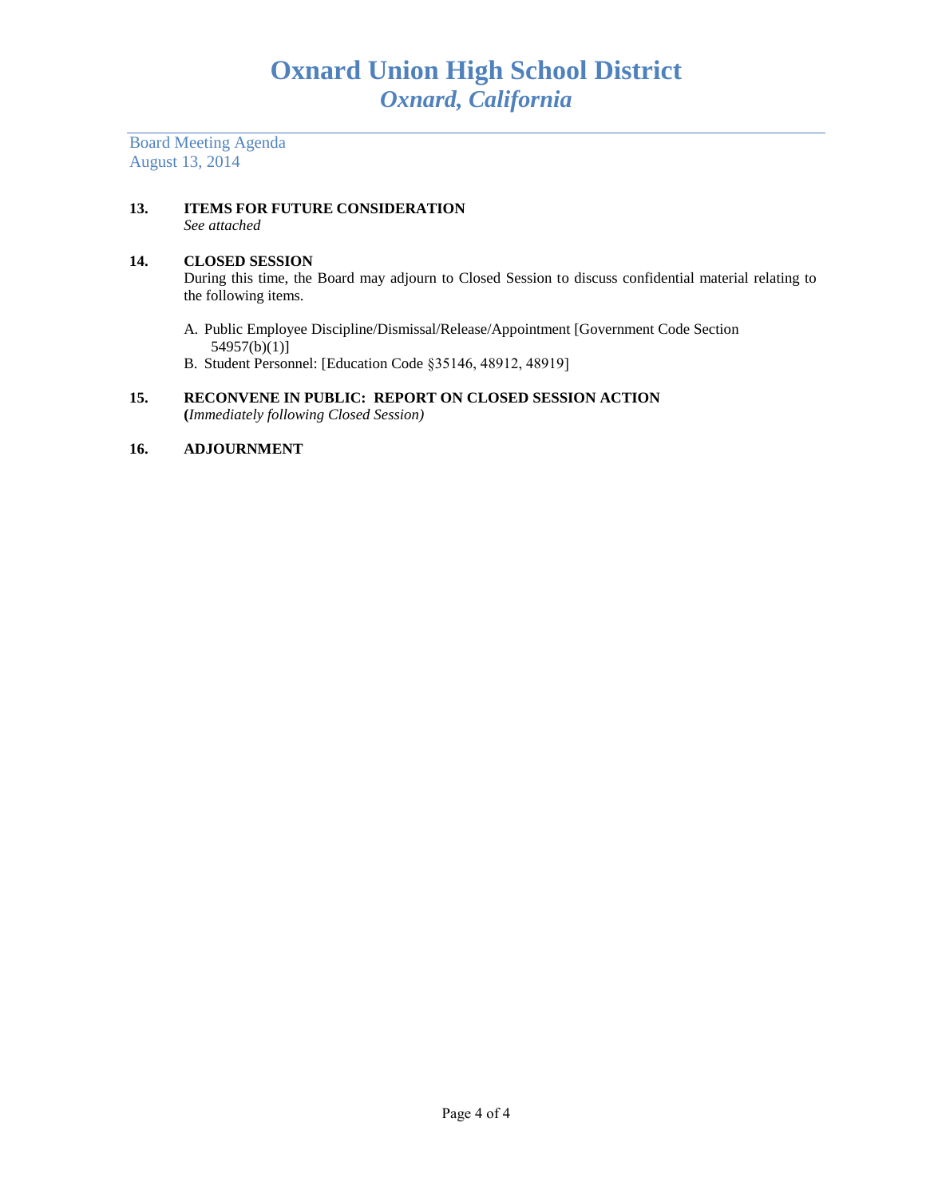**13. ITEMS FOR FUTURE CONSIDERATION**
*See attached*

**14. CLOSED SESSION**
During this time, the Board may adjourn to Closed Session to discuss confidential material relating to the following items.

A. Public Employee Discipline/Dismissal/Release/Appointment [Government Code Section 54957(b)(1)]
B. Student Personnel: [Education Code §35146, 48912, 48919]

**15. RECONVENE IN PUBLIC: REPORT ON CLOSED SESSION ACTION**
**(***Immediately following Closed Session)*

**16. ADJOURNMENT**